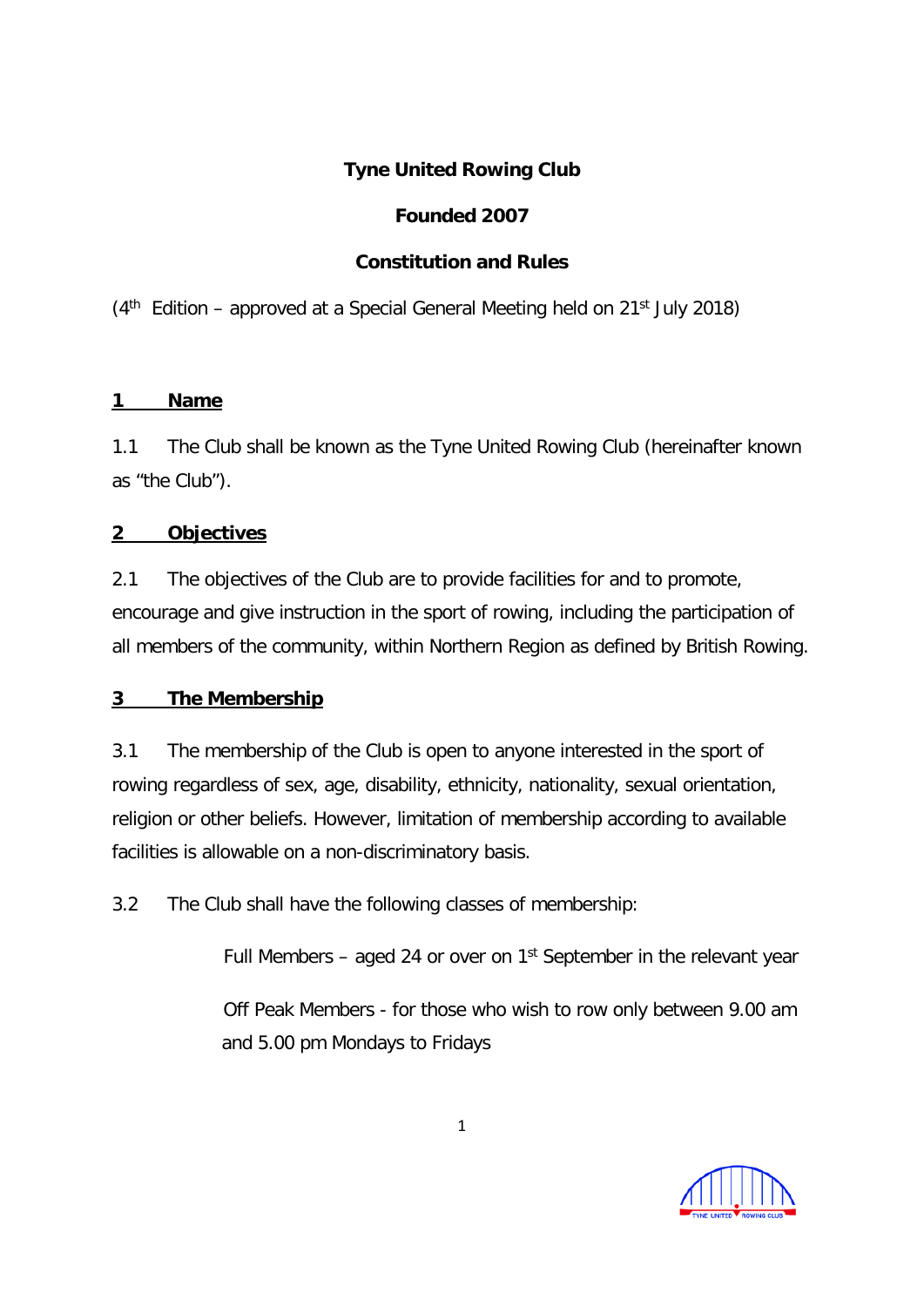# Tyne United Rowing Club

## Founded 2007

## Constitution and Rules

(4th Edition – approved at a Special General Meeting held on 21st July 2018)

### 1 Name

1.1 The Club shall be known as the Tyne United Rowing Club (hereinafter known as "the Club").

### 2 Objectives

2.1 The objectives of the Club are to provide facilities for and to promote, encourage and give instruction in the sport of rowing, including the participation of all members of the community, within Northern Region as defined by British Rowing.

### 3 The Membership

3.1 The membership of the Club is open to anyone interested in the sport of rowing regardless of sex, age, disability, ethnicity, nationality, sexual orientation, religion or other beliefs. However, limitation of membership according to available facilities is allowable on a non-discriminatory basis.

3.2 The Club shall have the following classes of membership:

Full Members – aged 24 or over on 1st September in the relevant year

Off Peak Members - for those who wish to row only between 9.00 am and 5.00 pm Mondays to Fridays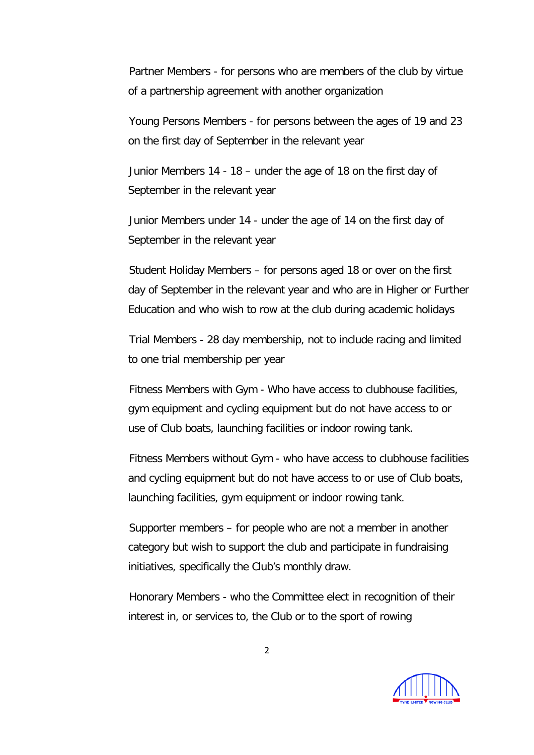Partner Members - for persons who are members of the club by virtue of a partnership agreement with another organization

Young Persons Members - for persons between the ages of 19 and 23 on the first day of September in the relevant year

Junior Members 14 - 18 – under the age of 18 on the first day of September in the relevant year

Junior Members under 14 - under the age of 14 on the first day of September in the relevant year

Student Holiday Members – for persons aged 18 or over on the first day of September in the relevant year and who are in Higher or Further Education and who wish to row at the club during academic holidays

Trial Members - 28 day membership, not to include racing and limited to one trial membership per year

Fitness Members with Gym - Who have access to clubhouse facilities, gym equipment and cycling equipment but do not have access to or use of Club boats, launching facilities or indoor rowing tank.

Fitness Members without Gym - who have access to clubhouse facilities and cycling equipment but do not have access to or use of Club boats, launching facilities, gym equipment or indoor rowing tank.

Supporter members – for people who are not a member in another category but wish to support the club and participate in fundraising initiatives, specifically the Club's monthly draw.

Honorary Members - who the Committee elect in recognition of their interest in, or services to, the Club or to the sport of rowing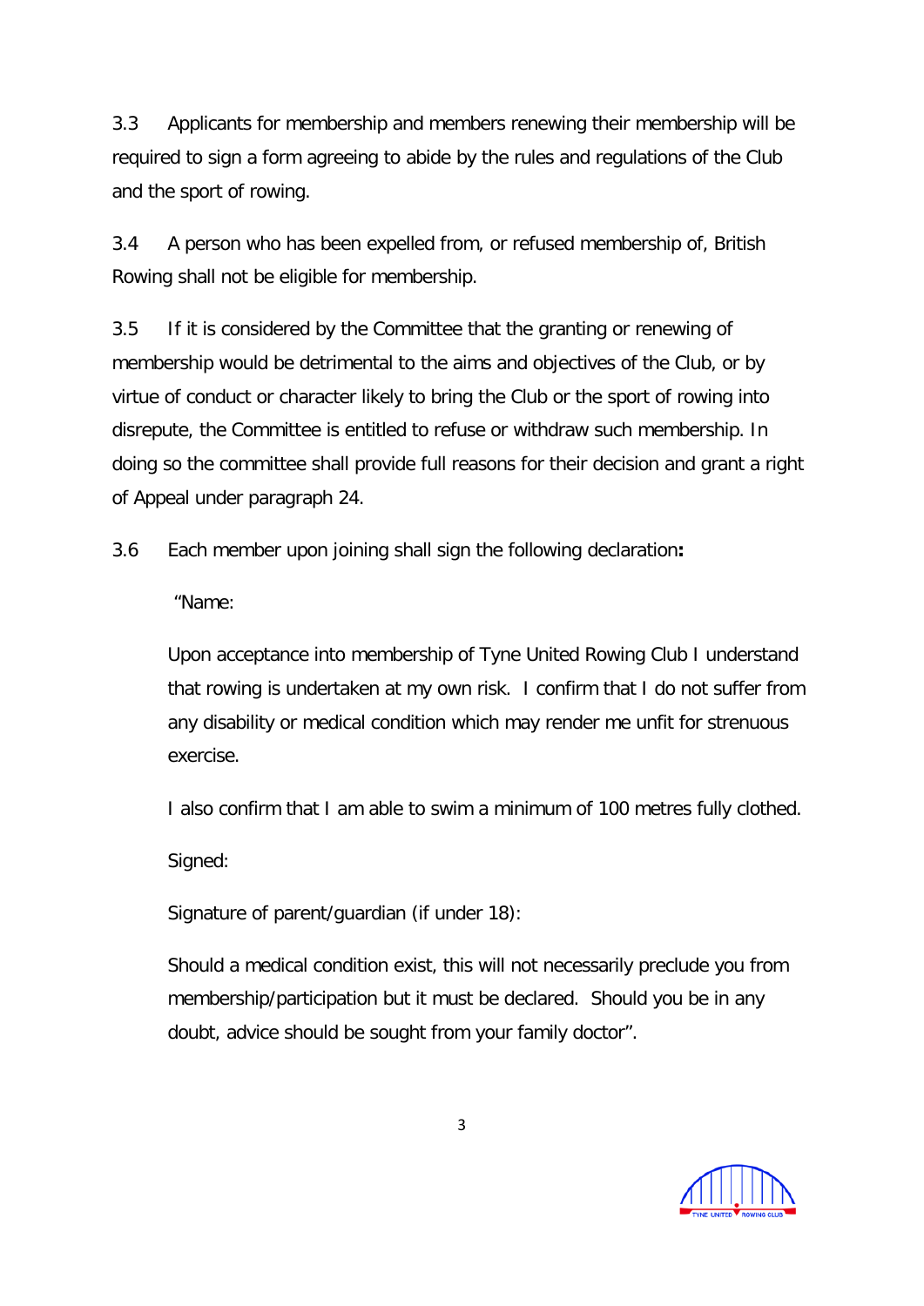3.3 Applicants for membership and members renewing their membership will be required to sign a form agreeing to abide by the rules and regulations of the Club and the sport of rowing.

3.4 A person who has been expelled from, or refused membership of, British Rowing shall not be eligible for membership.

3.5 If it is considered by the Committee that the granting or renewing of membership would be detrimental to the aims and objectives of the Club, or by virtue of conduct or character likely to bring the Club or the sport of rowing into disrepute, the Committee is entitled to refuse or withdraw such membership. In doing so the committee shall provide full reasons for their decision and grant a right of Appeal under paragraph 24.

3.6 Each member upon joining shall sign the following declaration**:**

> "Name:
>
> Upon acceptance into membership of Tyne United Rowing Club I understand that rowing is undertaken at my own risk. I confirm that I do not suffer from any disability or medical condition which may render me unfit for strenuous exercise.
>
> I also confirm that I am able to swim a minimum of 100 metres fully clothed.
>
> Signed:
>
> Signature of parent/guardian (if under 18):
>
> Should a medical condition exist, this will not necessarily preclude you from membership/participation but it must be declared. Should you be in any doubt, advice should be sought from your family doctor".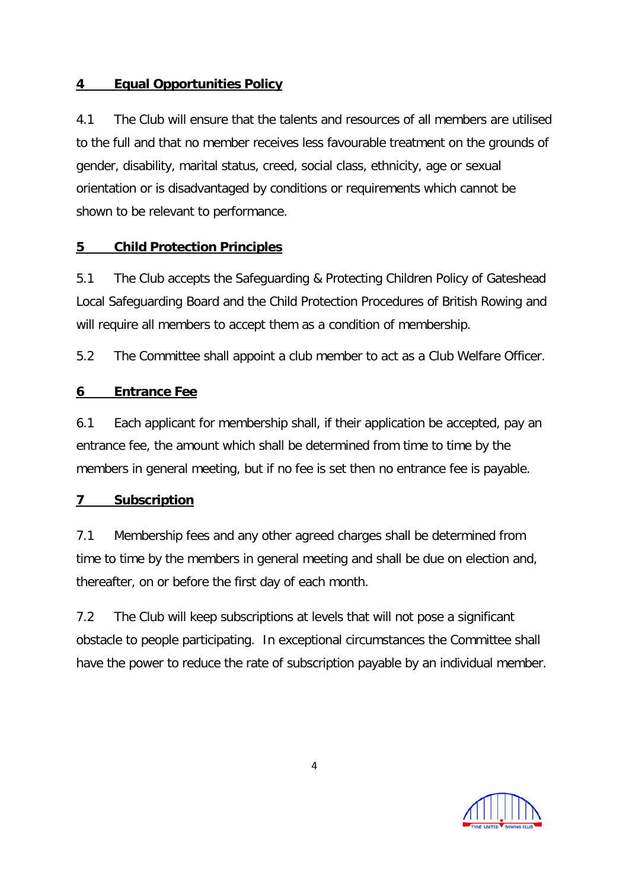## 4 Equal Opportunities Policy

4.1 The Club will ensure that the talents and resources of all members are utilised to the full and that no member receives less favourable treatment on the grounds of gender, disability, marital status, creed, social class, ethnicity, age or sexual orientation or is disadvantaged by conditions or requirements which cannot be shown to be relevant to performance.

## 5 Child Protection Principles

5.1 The Club accepts the Safeguarding & Protecting Children Policy of Gateshead Local Safeguarding Board and the Child Protection Procedures of British Rowing and will require all members to accept them as a condition of membership.

5.2 The Committee shall appoint a club member to act as a Club Welfare Officer.

## 6 Entrance Fee

6.1 Each applicant for membership shall, if their application be accepted, pay an entrance fee, the amount which shall be determined from time to time by the members in general meeting, but if no fee is set then no entrance fee is payable.

## 7 Subscription

7.1 Membership fees and any other agreed charges shall be determined from time to time by the members in general meeting and shall be due on election and, thereafter, on or before the first day of each month.

7.2 The Club will keep subscriptions at levels that will not pose a significant obstacle to people participating. In exceptional circumstances the Committee shall have the power to reduce the rate of subscription payable by an individual member.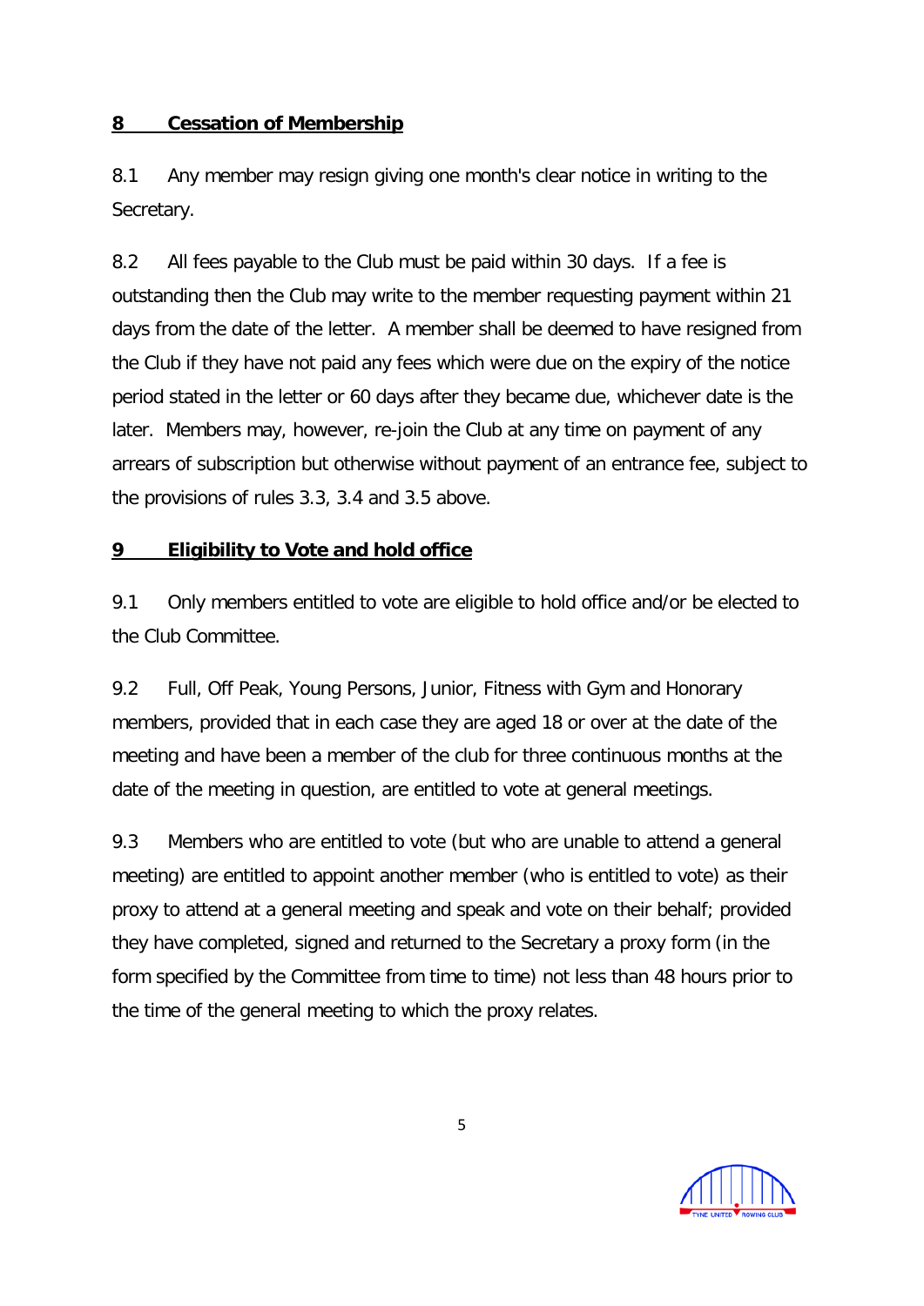## 8 Cessation of Membership

8.1 Any member may resign giving one month's clear notice in writing to the Secretary.

8.2 All fees payable to the Club must be paid within 30 days. If a fee is outstanding then the Club may write to the member requesting payment within 21 days from the date of the letter. A member shall be deemed to have resigned from the Club if they have not paid any fees which were due on the expiry of the notice period stated in the letter or 60 days after they became due, whichever date is the later. Members may, however, re-join the Club at any time on payment of any arrears of subscription but otherwise without payment of an entrance fee, subject to the provisions of rules 3.3, 3.4 and 3.5 above.

## 9 Eligibility to Vote and hold office

9.1 Only members entitled to vote are eligible to hold office and/or be elected to the Club Committee.

9.2 Full, Off Peak, Young Persons, Junior, Fitness with Gym and Honorary members, provided that in each case they are aged 18 or over at the date of the meeting and have been a member of the club for three continuous months at the date of the meeting in question, are entitled to vote at general meetings.

9.3 Members who are entitled to vote (but who are unable to attend a general meeting) are entitled to appoint another member (who is entitled to vote) as their proxy to attend at a general meeting and speak and vote on their behalf; provided they have completed, signed and returned to the Secretary a proxy form (in the form specified by the Committee from time to time) not less than 48 hours prior to the time of the general meeting to which the proxy relates.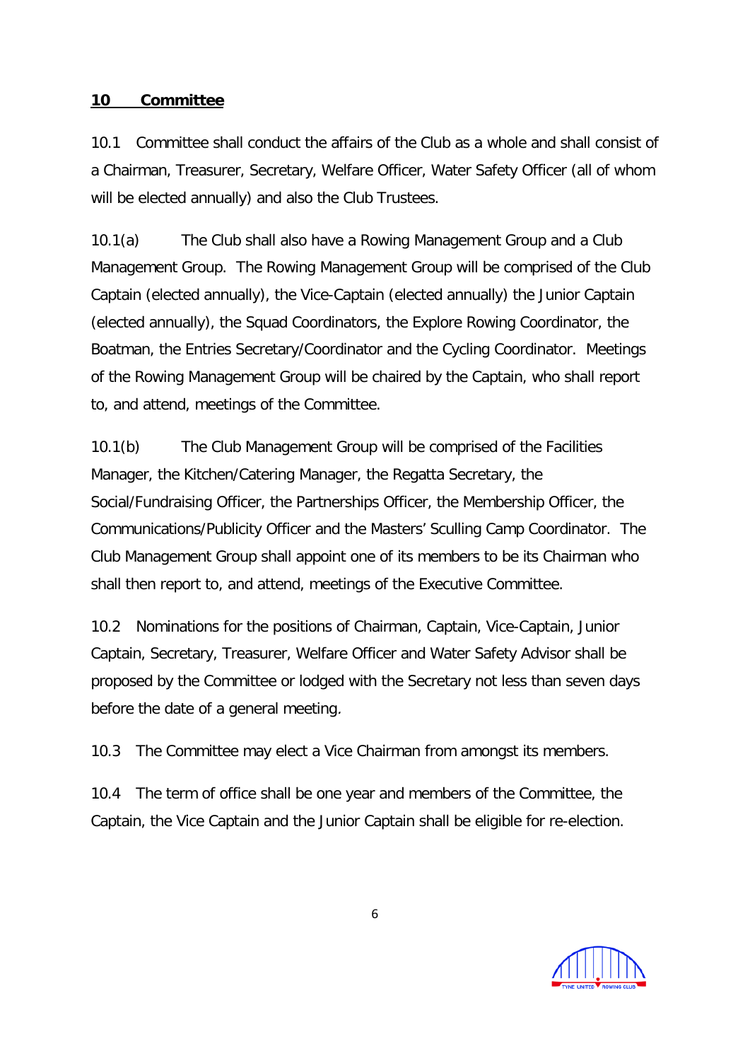## 10 Committee

10.1 Committee shall conduct the affairs of the Club as a whole and shall consist of a Chairman, Treasurer, Secretary, Welfare Officer, Water Safety Officer (all of whom will be elected annually) and also the Club Trustees.

10.1(a) The Club shall also have a Rowing Management Group and a Club Management Group. The Rowing Management Group will be comprised of the Club Captain (elected annually), the Vice-Captain (elected annually) the Junior Captain (elected annually), the Squad Coordinators, the Explore Rowing Coordinator, the Boatman, the Entries Secretary/Coordinator and the Cycling Coordinator. Meetings of the Rowing Management Group will be chaired by the Captain, who shall report to, and attend, meetings of the Committee.

10.1(b) The Club Management Group will be comprised of the Facilities Manager, the Kitchen/Catering Manager, the Regatta Secretary, the Social/Fundraising Officer, the Partnerships Officer, the Membership Officer, the Communications/Publicity Officer and the Masters' Sculling Camp Coordinator. The Club Management Group shall appoint one of its members to be its Chairman who shall then report to, and attend, meetings of the Executive Committee.

10.2 Nominations for the positions of Chairman, Captain, Vice-Captain, Junior Captain, Secretary, Treasurer, Welfare Officer and Water Safety Advisor shall be proposed by the Committee or lodged with the Secretary not less than seven days before the date of a general meeting.

10.3 The Committee may elect a Vice Chairman from amongst its members.

10.4 The term of office shall be one year and members of the Committee, the Captain, the Vice Captain and the Junior Captain shall be eligible for re-election.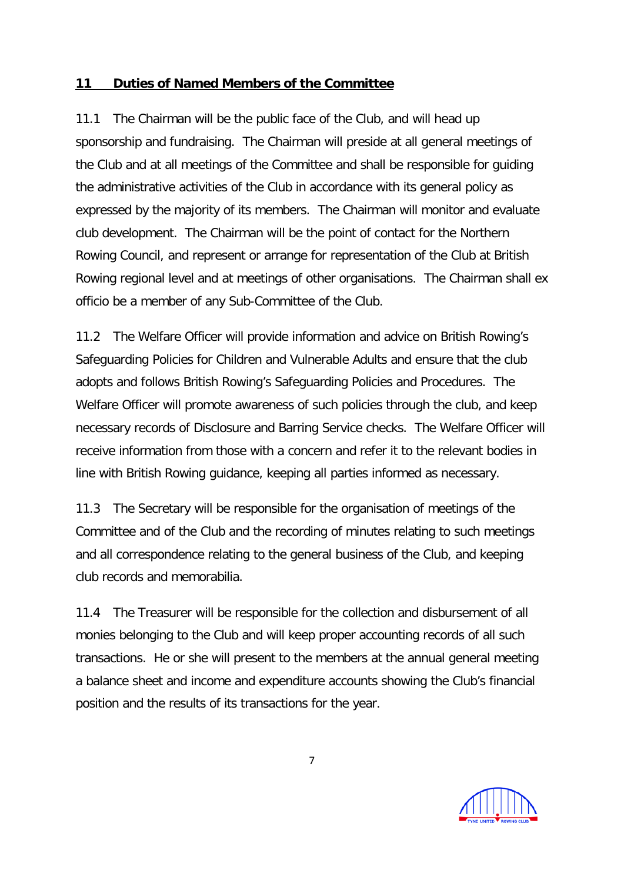## 11 Duties of Named Members of the Committee

11.1 The Chairman will be the public face of the Club, and will head up sponsorship and fundraising. The Chairman will preside at all general meetings of the Club and at all meetings of the Committee and shall be responsible for guiding the administrative activities of the Club in accordance with its general policy as expressed by the majority of its members. The Chairman will monitor and evaluate club development. The Chairman will be the point of contact for the Northern Rowing Council, and represent or arrange for representation of the Club at British Rowing regional level and at meetings of other organisations. The Chairman shall ex officio be a member of any Sub-Committee of the Club.

11.2 The Welfare Officer will provide information and advice on British Rowing's Safeguarding Policies for Children and Vulnerable Adults and ensure that the club adopts and follows British Rowing's Safeguarding Policies and Procedures. The Welfare Officer will promote awareness of such policies through the club, and keep necessary records of Disclosure and Barring Service checks. The Welfare Officer will receive information from those with a concern and refer it to the relevant bodies in line with British Rowing guidance, keeping all parties informed as necessary.

11.3 The Secretary will be responsible for the organisation of meetings of the Committee and of the Club and the recording of minutes relating to such meetings and all correspondence relating to the general business of the Club, and keeping club records and memorabilia.

11.4 The Treasurer will be responsible for the collection and disbursement of all monies belonging to the Club and will keep proper accounting records of all such transactions. He or she will present to the members at the annual general meeting a balance sheet and income and expenditure accounts showing the Club's financial position and the results of its transactions for the year.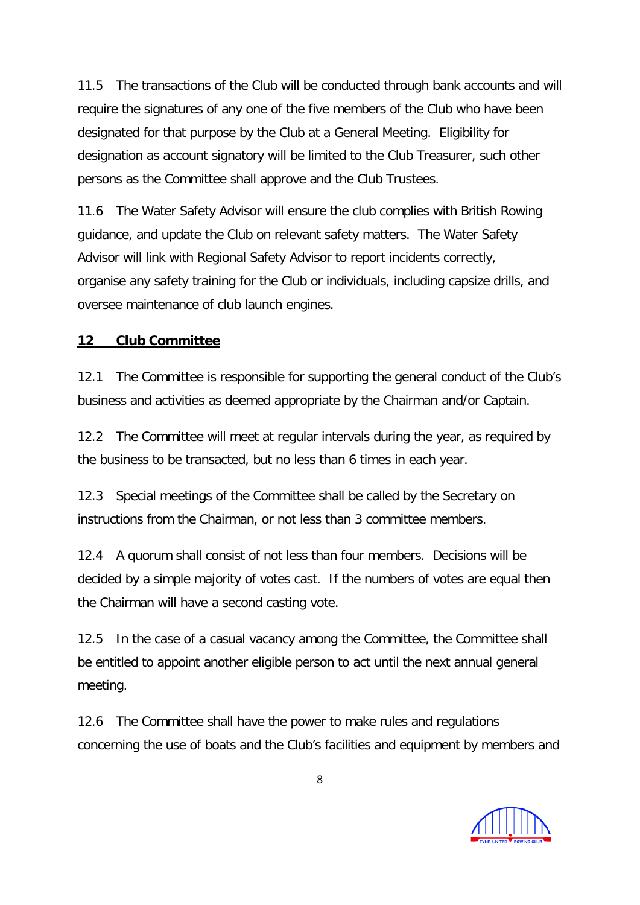11.5 The transactions of the Club will be conducted through bank accounts and will require the signatures of any one of the five members of the Club who have been designated for that purpose by the Club at a General Meeting. Eligibility for designation as account signatory will be limited to the Club Treasurer, such other persons as the Committee shall approve and the Club Trustees.

11.6 The Water Safety Advisor will ensure the club complies with British Rowing guidance, and update the Club on relevant safety matters. The Water Safety Advisor will link with Regional Safety Advisor to report incidents correctly, organise any safety training for the Club or individuals, including capsize drills, and oversee maintenance of club launch engines.

## **<u>12 Club Committee</u>**

12.1 The Committee is responsible for supporting the general conduct of the Club's business and activities as deemed appropriate by the Chairman and/or Captain.

12.2 The Committee will meet at regular intervals during the year, as required by the business to be transacted, but no less than 6 times in each year.

12.3 Special meetings of the Committee shall be called by the Secretary on instructions from the Chairman, or not less than 3 committee members.

12.4 A quorum shall consist of not less than four members. Decisions will be decided by a simple majority of votes cast. If the numbers of votes are equal then the Chairman will have a second casting vote.

12.5 In the case of a casual vacancy among the Committee, the Committee shall be entitled to appoint another eligible person to act until the next annual general meeting.

12.6 The Committee shall have the power to make rules and regulations concerning the use of boats and the Club's facilities and equipment by members and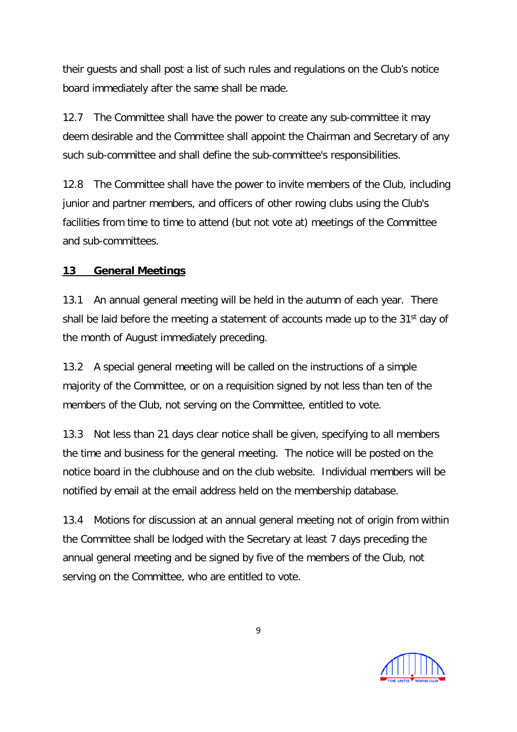their guests and shall post a list of such rules and regulations on the Club's notice board immediately after the same shall be made.

12.7 The Committee shall have the power to create any sub-committee it may deem desirable and the Committee shall appoint the Chairman and Secretary of any such sub-committee and shall define the sub-committee's responsibilities.

12.8 The Committee shall have the power to invite members of the Club, including junior and partner members, and officers of other rowing clubs using the Club's facilities from time to time to attend (but not vote at) meetings of the Committee and sub-committees.

## 13 General Meetings

13.1 An annual general meeting will be held in the autumn of each year. There shall be laid before the meeting a statement of accounts made up to the 31st day of the month of August immediately preceding.

13.2 A special general meeting will be called on the instructions of a simple majority of the Committee, or on a requisition signed by not less than ten of the members of the Club, not serving on the Committee, entitled to vote.

13.3 Not less than 21 days clear notice shall be given, specifying to all members the time and business for the general meeting. The notice will be posted on the notice board in the clubhouse and on the club website. Individual members will be notified by email at the email address held on the membership database.

13.4 Motions for discussion at an annual general meeting not of origin from within the Committee shall be lodged with the Secretary at least 7 days preceding the annual general meeting and be signed by five of the members of the Club, not serving on the Committee, who are entitled to vote.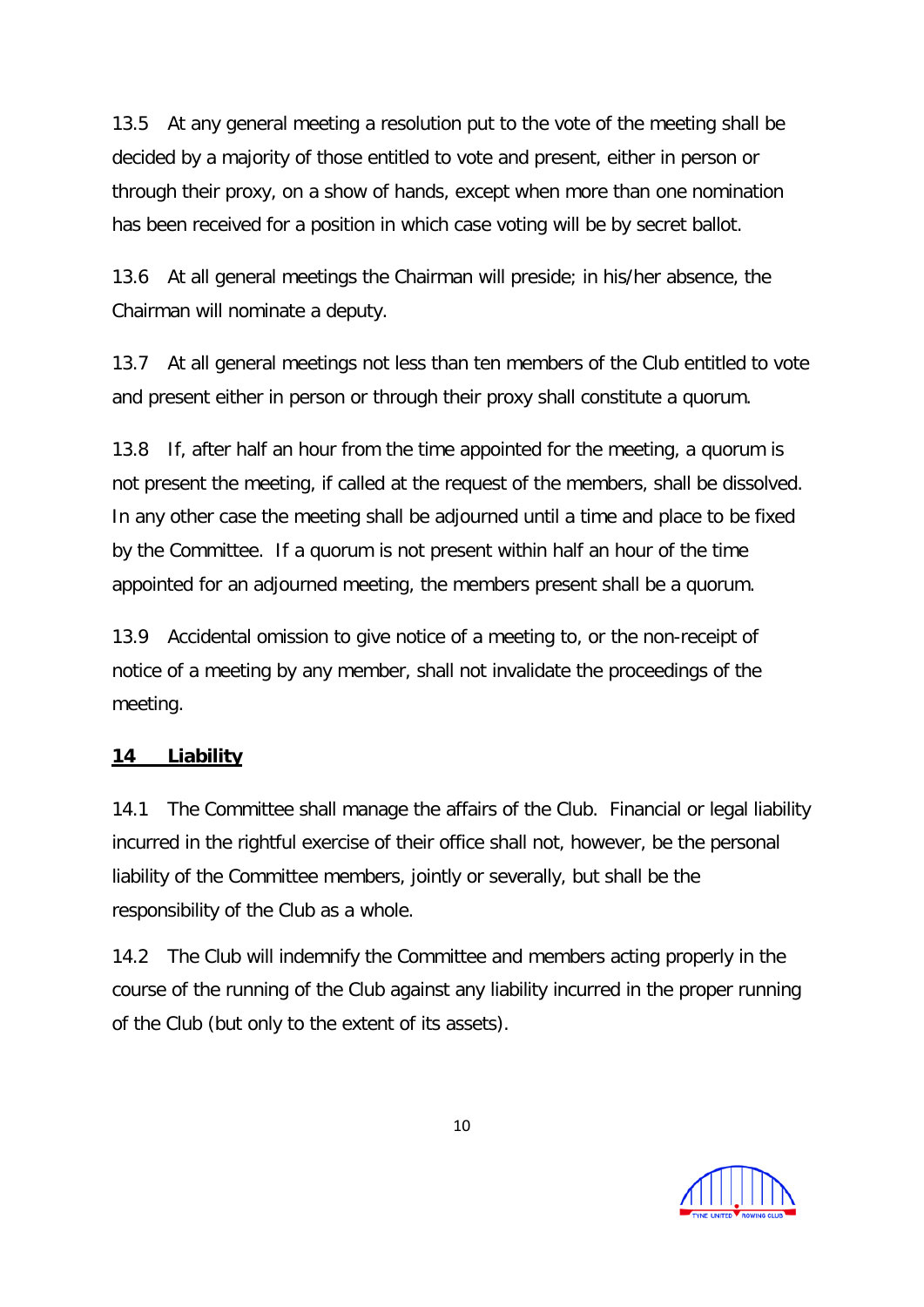13.5 At any general meeting a resolution put to the vote of the meeting shall be decided by a majority of those entitled to vote and present, either in person or through their proxy, on a show of hands, except when more than one nomination has been received for a position in which case voting will be by secret ballot.

13.6 At all general meetings the Chairman will preside; in his/her absence, the Chairman will nominate a deputy.

13.7 At all general meetings not less than ten members of the Club entitled to vote and present either in person or through their proxy shall constitute a quorum.

13.8 If, after half an hour from the time appointed for the meeting, a quorum is not present the meeting, if called at the request of the members, shall be dissolved. In any other case the meeting shall be adjourned until a time and place to be fixed by the Committee. If a quorum is not present within half an hour of the time appointed for an adjourned meeting, the members present shall be a quorum.

13.9 Accidental omission to give notice of a meeting to, or the non-receipt of notice of a meeting by any member, shall not invalidate the proceedings of the meeting.

## 14 Liability

14.1 The Committee shall manage the affairs of the Club. Financial or legal liability incurred in the rightful exercise of their office shall not, however, be the personal liability of the Committee members, jointly or severally, but shall be the responsibility of the Club as a whole.

14.2 The Club will indemnify the Committee and members acting properly in the course of the running of the Club against any liability incurred in the proper running of the Club (but only to the extent of its assets).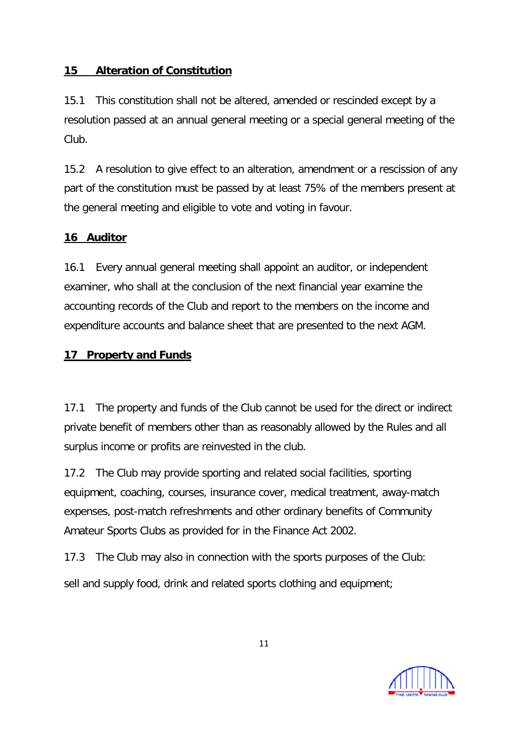## 15 Alteration of Constitution

15.1 This constitution shall not be altered, amended or rescinded except by a resolution passed at an annual general meeting or a special general meeting of the Club.

15.2 A resolution to give effect to an alteration, amendment or a rescission of any part of the constitution must be passed by at least 75% of the members present at the general meeting and eligible to vote and voting in favour.

## 16 Auditor

16.1 Every annual general meeting shall appoint an auditor, or independent examiner, who shall at the conclusion of the next financial year examine the accounting records of the Club and report to the members on the income and expenditure accounts and balance sheet that are presented to the next AGM.

## 17 Property and Funds

17.1 The property and funds of the Club cannot be used for the direct or indirect private benefit of members other than as reasonably allowed by the Rules and all surplus income or profits are reinvested in the club.

17.2 The Club may provide sporting and related social facilities, sporting equipment, coaching, courses, insurance cover, medical treatment, away-match expenses, post-match refreshments and other ordinary benefits of Community Amateur Sports Clubs as provided for in the Finance Act 2002.

17.3 The Club may also in connection with the sports purposes of the Club:

sell and supply food, drink and related sports clothing and equipment;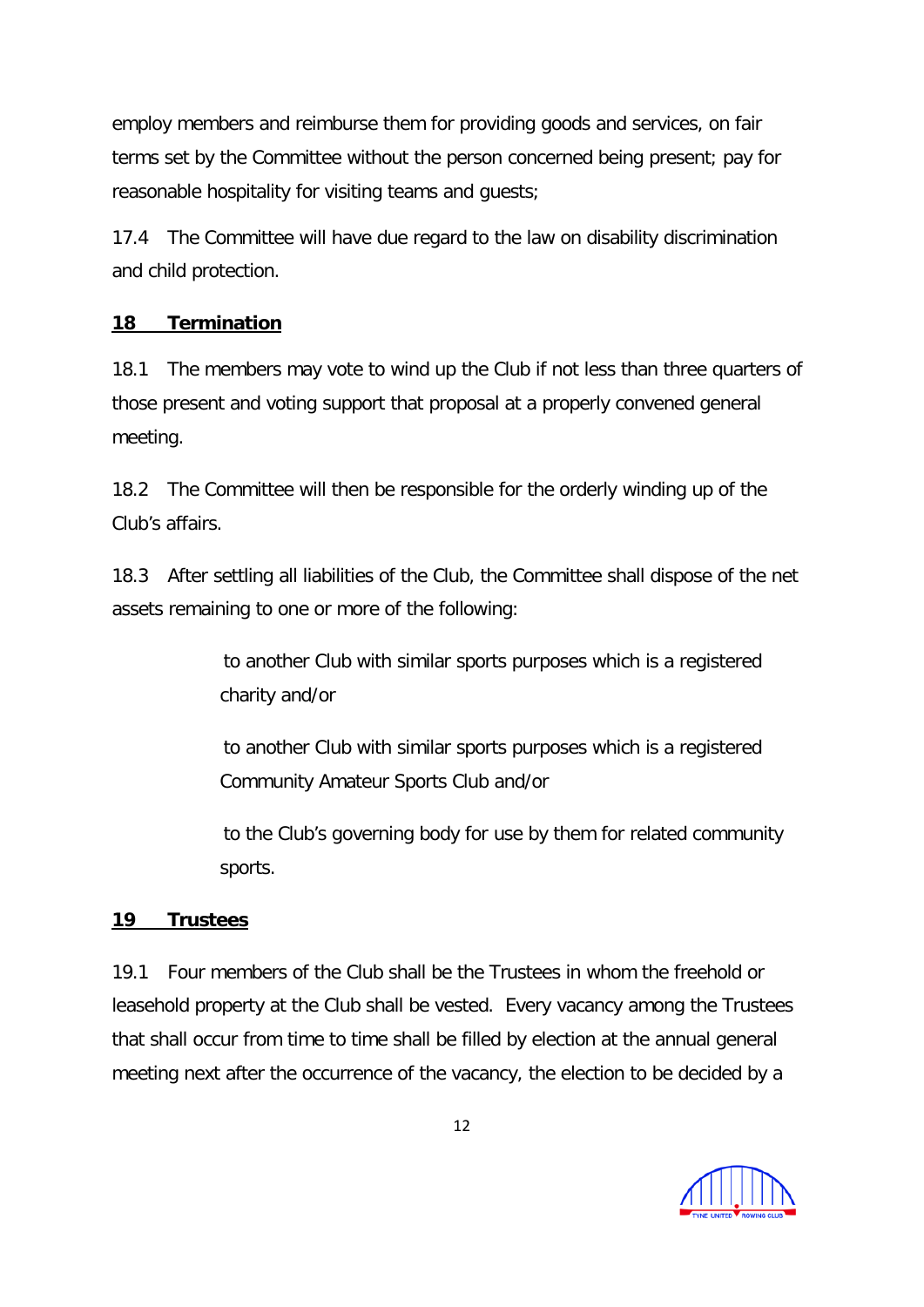employ members and reimburse them for providing goods and services, on fair terms set by the Committee without the person concerned being present; pay for reasonable hospitality for visiting teams and guests;

17.4 The Committee will have due regard to the law on disability discrimination and child protection.

## 18 Termination

18.1 The members may vote to wind up the Club if not less than three quarters of those present and voting support that proposal at a properly convened general meeting.

18.2 The Committee will then be responsible for the orderly winding up of the Club's affairs.

18.3 After settling all liabilities of the Club, the Committee shall dispose of the net assets remaining to one or more of the following:

- to another Club with similar sports purposes which is a registered charity and/or
- to another Club with similar sports purposes which is a registered Community Amateur Sports Club and/or
- to the Club's governing body for use by them for related community sports.

## 19 Trustees

19.1 Four members of the Club shall be the Trustees in whom the freehold or leasehold property at the Club shall be vested. Every vacancy among the Trustees that shall occur from time to time shall be filled by election at the annual general meeting next after the occurrence of the vacancy, the election to be decided by a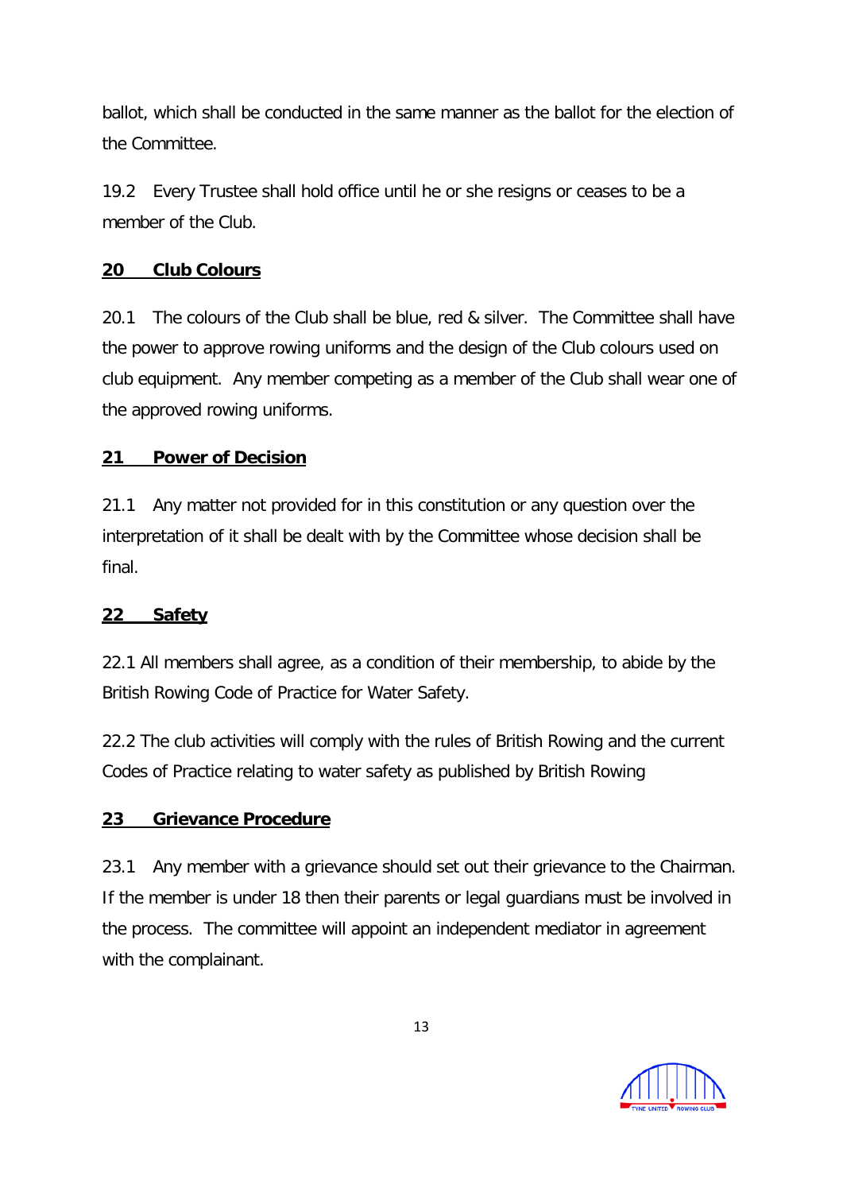ballot, which shall be conducted in the same manner as the ballot for the election of the Committee.

19.2 Every Trustee shall hold office until he or she resigns or ceases to be a member of the Club.

## 20 Club Colours

20.1 The colours of the Club shall be blue, red & silver. The Committee shall have the power to approve rowing uniforms and the design of the Club colours used on club equipment. Any member competing as a member of the Club shall wear one of the approved rowing uniforms.

## 21 Power of Decision

21.1 Any matter not provided for in this constitution or any question over the interpretation of it shall be dealt with by the Committee whose decision shall be final.

## 22 Safety

22.1 All members shall agree, as a condition of their membership, to abide by the British Rowing Code of Practice for Water Safety.

22.2 The club activities will comply with the rules of British Rowing and the current Codes of Practice relating to water safety as published by British Rowing

## 23 Grievance Procedure

23.1 Any member with a grievance should set out their grievance to the Chairman. If the member is under 18 then their parents or legal guardians must be involved in the process. The committee will appoint an independent mediator in agreement with the complainant.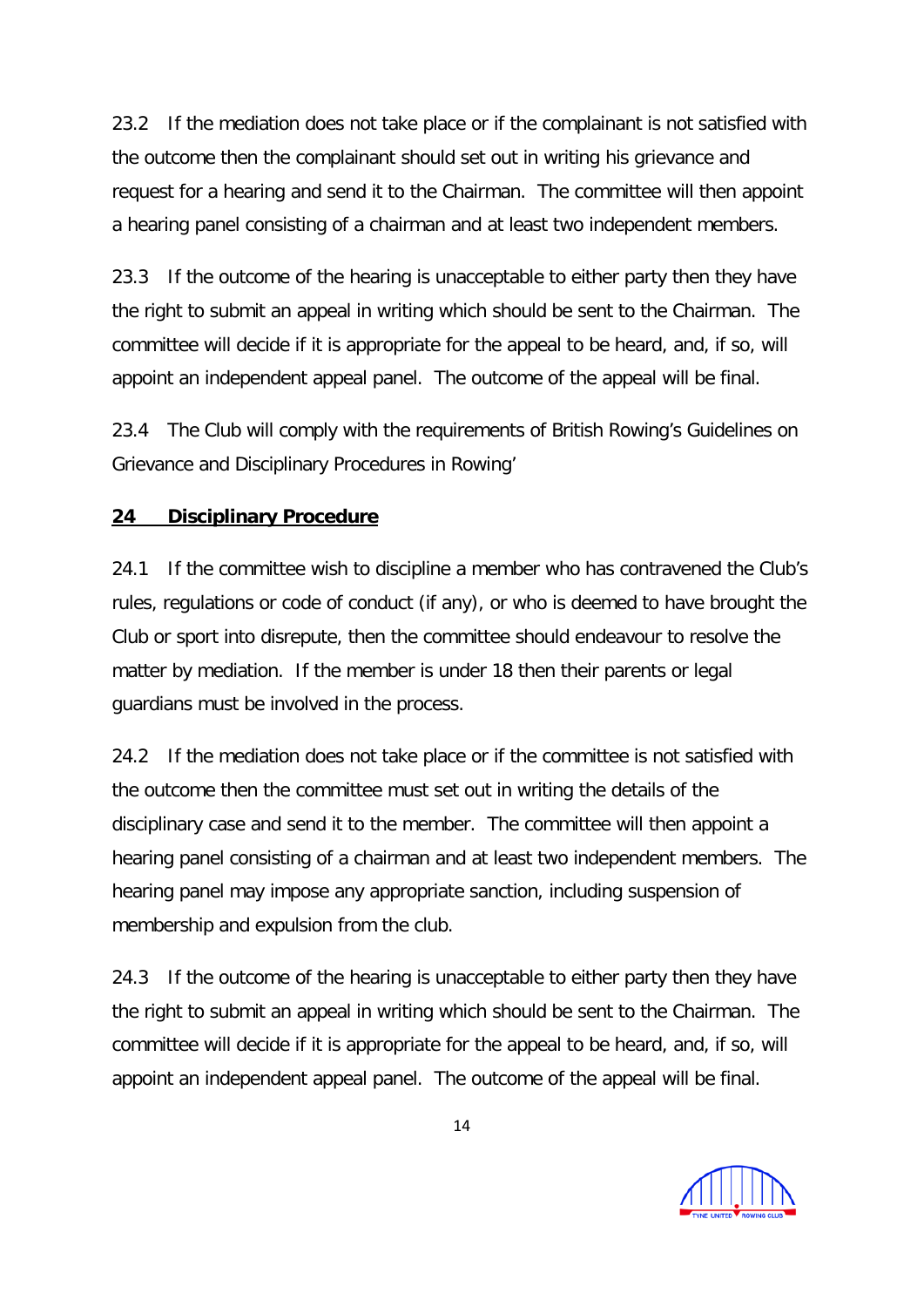23.2 If the mediation does not take place or if the complainant is not satisfied with the outcome then the complainant should set out in writing his grievance and request for a hearing and send it to the Chairman. The committee will then appoint a hearing panel consisting of a chairman and at least two independent members.

23.3 If the outcome of the hearing is unacceptable to either party then they have the right to submit an appeal in writing which should be sent to the Chairman. The committee will decide if it is appropriate for the appeal to be heard, and, if so, will appoint an independent appeal panel. The outcome of the appeal will be final.

23.4 The Club will comply with the requirements of British Rowing's Guidelines on Grievance and Disciplinary Procedures in Rowing'

## 24 Disciplinary Procedure

24.1 If the committee wish to discipline a member who has contravened the Club's rules, regulations or code of conduct (if any), or who is deemed to have brought the Club or sport into disrepute, then the committee should endeavour to resolve the matter by mediation. If the member is under 18 then their parents or legal guardians must be involved in the process.

24.2 If the mediation does not take place or if the committee is not satisfied with the outcome then the committee must set out in writing the details of the disciplinary case and send it to the member. The committee will then appoint a hearing panel consisting of a chairman and at least two independent members. The hearing panel may impose any appropriate sanction, including suspension of membership and expulsion from the club.

24.3 If the outcome of the hearing is unacceptable to either party then they have the right to submit an appeal in writing which should be sent to the Chairman. The committee will decide if it is appropriate for the appeal to be heard, and, if so, will appoint an independent appeal panel. The outcome of the appeal will be final.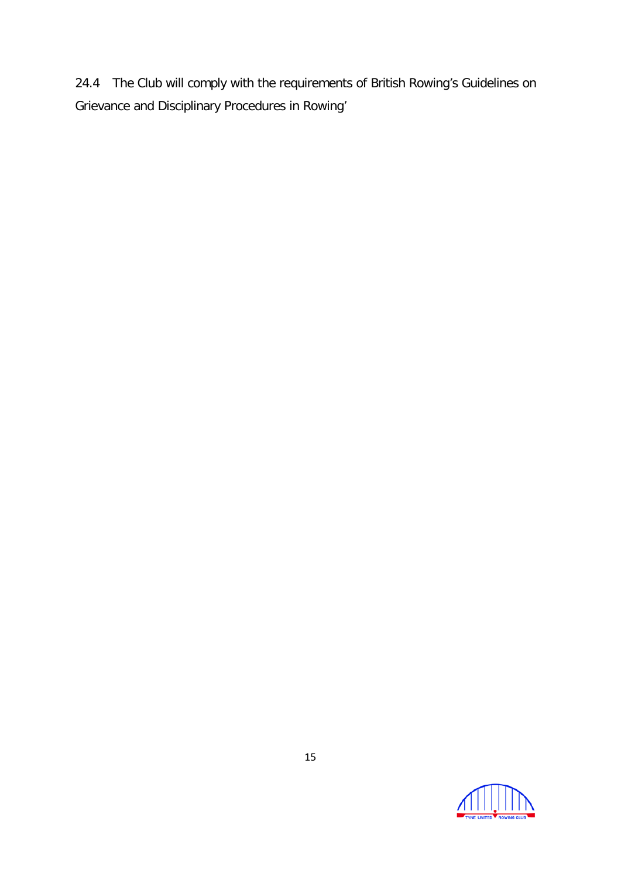24.4 The Club will comply with the requirements of British Rowing's Guidelines on Grievance and Disciplinary Procedures in Rowing'